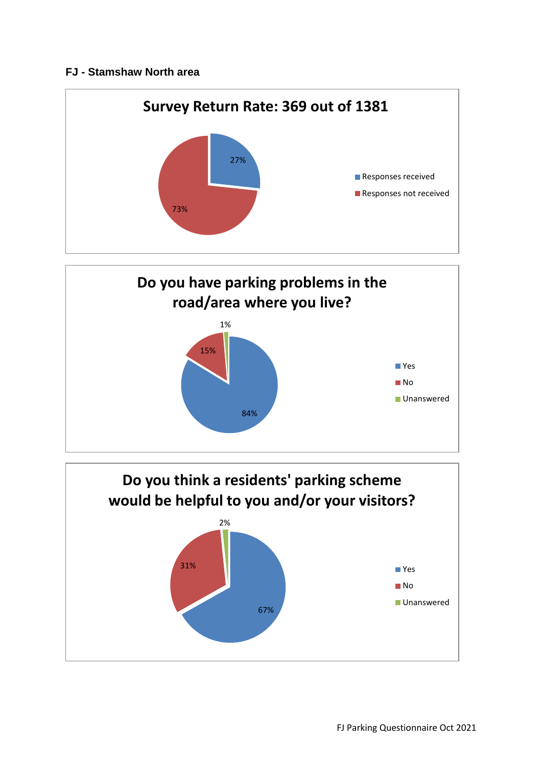## FJ - Stamshaw North area

### Survey Return Rate: 369 out of 1381

| | |
|---|---|
| Responses received | 27% |
| Responses not received | 73% |

### Do you have parking problems in the road/area where you live?

| | |
|---|---|
| Yes | 84% |
| No | 15% |
| Unanswered | 1% |

### Do you think a residents' parking scheme would be helpful to you and/or your visitors?

| | |
|---|---|
| Yes | 67% |
| No | 31% |
| Unanswered | 2% |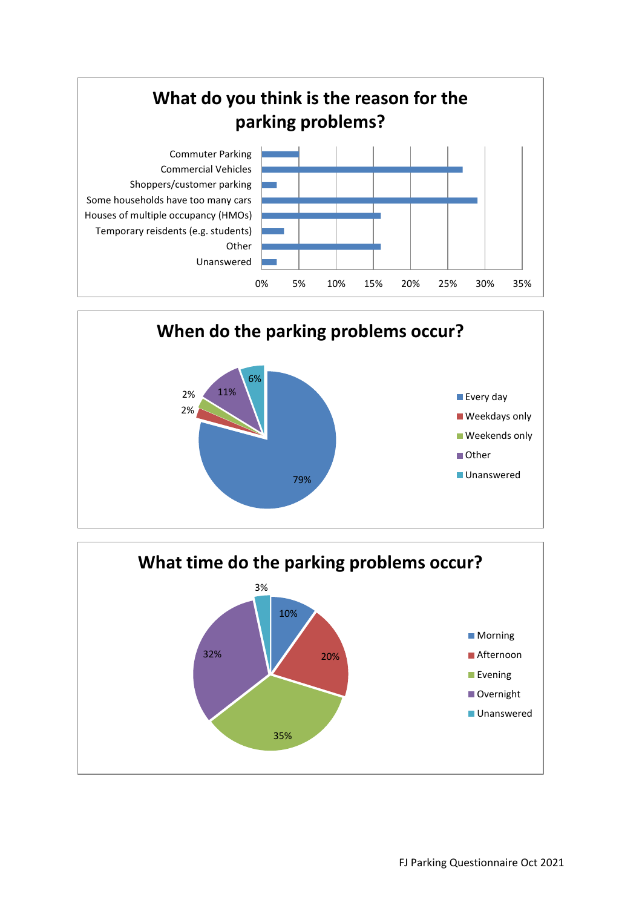## What do you think is the reason for the parking problems?

| Reason | Approx. % |
| --- | --- |
| Commuter Parking | 5% |
| Commercial Vehicles | 27% |
| Shoppers/customer parking | 2% |
| Some households have too many cars | 29% |
| Houses of multiple occupancy (HMOs) | 16% |
| Temporary reisdents (e.g. students) | 3% |
| Other | 16% |
| Unanswered | 2% |

## When do the parking problems occur?

| Response | % |
| --- | --- |
| Every day | 79% |
| Weekdays only | 2% |
| Weekends only | 2% |
| Other | 11% |
| Unanswered | 6% |

## What time do the parking problems occur?

| Response | % |
| --- | --- |
| Morning | 10% |
| Afternoon | 20% |
| Evening | 35% |
| Overnight | 32% |
| Unanswered | 3% |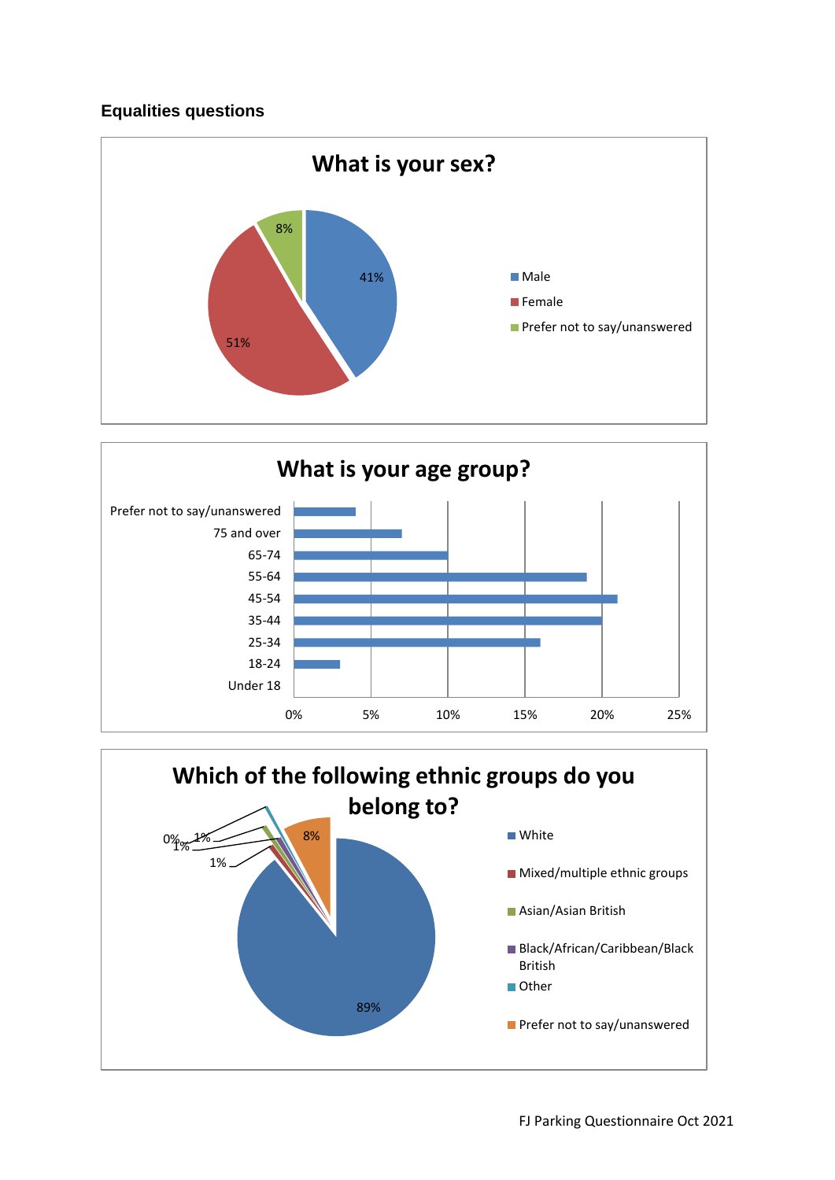## Equalities questions

**What is your sex?**

| Response | Percentage |
|---|---|
| Male | 41% |
| Female | 51% |
| Prefer not to say/unanswered | 8% |

**What is your age group?**

| Age group | Percentage (approx.) |
|---|---|
| Prefer not to say/unanswered | 4% |
| 75 and over | 7% |
| 65-74 | 10% |
| 55-64 | 19% |
| 45-54 | 21% |
| 35-44 | 20% |
| 25-34 | 16% |
| 18-24 | 3% |
| Under 18 | 0% |

**Which of the following ethnic groups do you belong to?**

| Ethnic group | Percentage |
|---|---|
| White | 89% |
| Mixed/multiple ethnic groups | 1% |
| Asian/Asian British | 1% |
| Black/African/Caribbean/Black British | 1% |
| Other | 0% |
| Prefer not to say/unanswered | 8% |

FJ Parking Questionnaire Oct 2021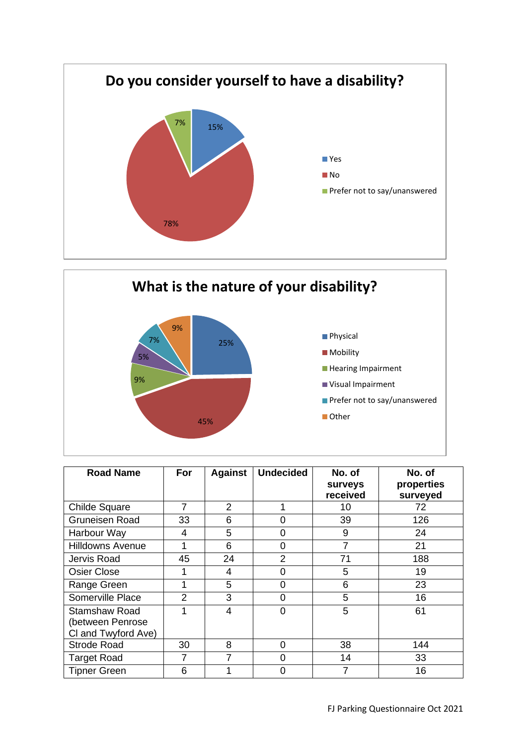## Do you consider yourself to have a disability?

- Yes: 15%
- No: 78%
- Prefer not to say/unanswered: 7%

## What is the nature of your disability?

- Physical: 25%
- Mobility: 45%
- Hearing Impairment: 9%
- Visual Impairment: 5%
- Prefer not to say/unanswered: 7%
- Other: 9%

| Road Name | For | Against | Undecided | No. of surveys received | No. of properties surveyed |
|---|---|---|---|---|---|
| Childe Square | 7 | 2 | 1 | 10 | 72 |
| Gruneisen Road | 33 | 6 | 0 | 39 | 126 |
| Harbour Way | 4 | 5 | 0 | 9 | 24 |
| Hilldowns Avenue | 1 | 6 | 0 | 7 | 21 |
| Jervis Road | 45 | 24 | 2 | 71 | 188 |
| Osier Close | 1 | 4 | 0 | 5 | 19 |
| Range Green | 1 | 5 | 0 | 6 | 23 |
| Somerville Place | 2 | 3 | 0 | 5 | 16 |
| Stamshaw Road (between Penrose Cl and Twyford Ave) | 1 | 4 | 0 | 5 | 61 |
| Strode Road | 30 | 8 | 0 | 38 | 144 |
| Target Road | 7 | 7 | 0 | 14 | 33 |
| Tipner Green | 6 | 1 | 0 | 7 | 16 |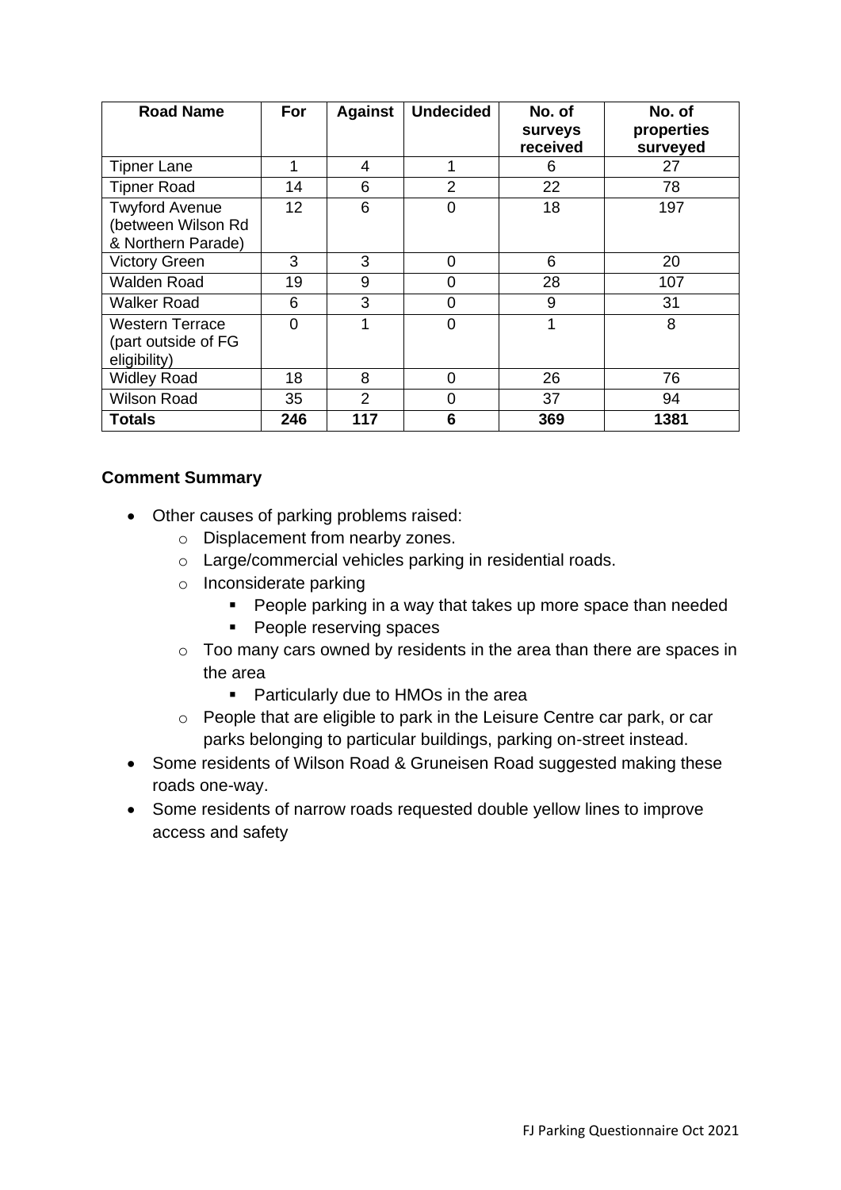| Road Name | For | Against | Undecided | No. of surveys received | No. of properties surveyed |
|---|---|---|---|---|---|
| Tipner Lane | 1 | 4 | 1 | 6 | 27 |
| Tipner Road | 14 | 6 | 2 | 22 | 78 |
| Twyford Avenue (between Wilson Rd & Northern Parade) | 12 | 6 | 0 | 18 | 197 |
| Victory Green | 3 | 3 | 0 | 6 | 20 |
| Walden Road | 19 | 9 | 0 | 28 | 107 |
| Walker Road | 6 | 3 | 0 | 9 | 31 |
| Western Terrace (part outside of FG eligibility) | 0 | 1 | 0 | 1 | 8 |
| Widley Road | 18 | 8 | 0 | 26 | 76 |
| Wilson Road | 35 | 2 | 0 | 37 | 94 |
| **Totals** | **246** | **117** | **6** | **369** | **1381** |

### Comment Summary

- Other causes of parking problems raised:
  - Displacement from nearby zones.
  - Large/commercial vehicles parking in residential roads.
  - Inconsiderate parking
    - People parking in a way that takes up more space than needed
    - People reserving spaces
  - Too many cars owned by residents in the area than there are spaces in the area
    - Particularly due to HMOs in the area
  - People that are eligible to park in the Leisure Centre car park, or car parks belonging to particular buildings, parking on-street instead.
- Some residents of Wilson Road & Gruneisen Road suggested making these roads one-way.
- Some residents of narrow roads requested double yellow lines to improve access and safety